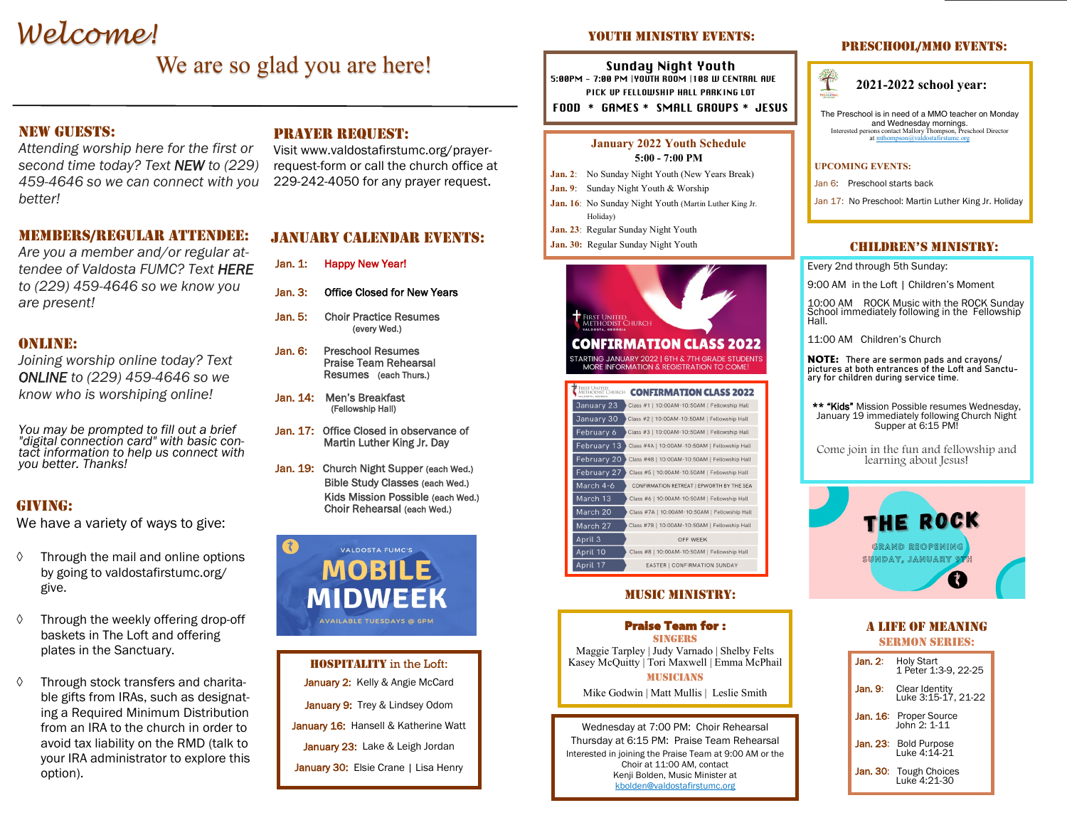# Welcome!

## We are so glad you are here!

### NEW GUESTS:

*Attending worship here for the first or second time today? Text **NEW** to (229) 459-4646 so we can connect with you better!*

### MEMBERS/REGULAR ATTENDEE:

*Are you a member and/or regular attendee of Valdosta FUMC? Text **HERE** to (229) 459-4646 so we know you are present!*

### ONLINE:

*Joining worship online today? Text **ONLINE** to (229) 459-4646 so we know who is worshiping online!*

*You may be prompted to fill out a brief "digital connection card" with basic contact information to help us connect with you better. Thanks!*

### GIVING:

We have a variety of ways to give:

- Through the mail and online options by going to valdostafirstumc.org/give.
- Through the weekly offering drop-off baskets in The Loft and offering plates in the Sanctuary.
- Through stock transfers and charitable gifts from IRAs, such as designating a Required Minimum Distribution from an IRA to the church in order to avoid tax liability on the RMD (talk to your IRA administrator to explore this option).

### PRAYER REQUEST:

Visit www.valdostafirstumc.org/prayer-request-form or call the church office at 229-242-4050 for any prayer request.

### JANUARY CALENDAR EVENTS:

- **Jan. 1:** Happy New Year!
- **Jan. 3:** Office Closed for New Years
- **Jan. 5:** Choir Practice Resumes (every Wed.)
- **Jan. 6:** Preschool Resumes; Praise Team Rehearsal Resumes (each Thurs.)
- **Jan. 14:** Men's Breakfast (Fellowship Hall)
- **Jan. 17:** Office Closed in observance of Martin Luther King Jr. Day
- **Jan. 19:** Church Night Supper (each Wed.); Bible Study Classes (each Wed.); Kids Mission Possible (each Wed.); Choir Rehearsal (each Wed.)

VALDOSTA FUMC'S **MOBILE MIDWEEK**
AVAILABLE TUESDAYS @ 6PM

### HOSPITALITY in the Loft:

- **January 2:** Kelly & Angie McCard
- **January 9:** Trey & Lindsey Odom
- **January 16:** Hansell & Katherine Watt
- **January 23:** Lake & Leigh Jordan
- **January 30:** Elsie Crane | Lisa Henry

### YOUTH MINISTRY EVENTS:

**Sunday Night Youth**
5:00PM – 7:00 PM | YOUTH ROOM | 108 W CENTRAL AVE
PICK UP FELLOWSHIP HALL PARKING LOT
FOOD * GAMES * SMALL GROUPS * JESUS

**January 2022 Youth Schedule**
**5:00 - 7:00 PM**

- **Jan. 2:** No Sunday Night Youth (New Years Break)
- **Jan. 9:** Sunday Night Youth & Worship
- **Jan. 16:** No Sunday Night Youth (Martin Luther King Jr. Holiday)
- **Jan. 23:** Regular Sunday Night Youth
- **Jan. 30:** Regular Sunday Night Youth

FIRST UNITED METHODIST CHURCH VALDOSTA, GEORGIA
**CONFIRMATION CLASS 2022**
STARTING JANUARY 2022 | 6TH & 7TH GRADE STUDENTS
MORE INFORMATION & REGISTRATION TO COME!

**CONFIRMATION CLASS 2022**

| Date | Details |
|---|---|
| January 23 | Class #1 \| 10:00AM-10:50AM \| Fellowship Hall |
| January 30 | Class #2 \| 10:00AM-10:50AM \| Fellowship Hall |
| February 6 | Class #3 \| 10:00AM-10:50AM \| Fellowship Hall |
| February 13 | Class #4A \| 10:00AM-10:50AM \| Fellowship Hall |
| February 20 | Class #4B \| 10:00AM-10:50AM \| Fellowship Hall |
| February 27 | Class #5 \| 10:00AM-10:50AM \| Fellowship Hall |
| March 4-6 | CONFIRMATION RETREAT \| EPWORTH BY THE SEA |
| March 13 | Class #6 \| 10:00AM-10:50AM \| Fellowship Hall |
| March 20 | Class #7A \| 10:00AM-10:50AM \| Fellowship Hall |
| March 27 | Class #7B \| 10:00AM-10:50AM \| Fellowship Hall |
| April 3 | OFF WEEK |
| April 10 | Class #8 \| 10:00AM-10:50AM \| Fellowship Hall |
| April 17 | EASTER \| CONFIRMATION SUNDAY |

### MUSIC MINISTRY:

**Praise Team for :**

**SINGERS**
Maggie Tarpley | Judy Varnado | Shelby Felts
Kasey McQuitty | Tori Maxwell | Emma McPhail

**MUSICIANS**
Mike Godwin | Matt Mullis | Leslie Smith

Wednesday at 7:00 PM: Choir Rehearsal
Thursday at 6:15 PM: Praise Team Rehearsal
Interested in joining the Praise Team at 9:00 AM or the Choir at 11:00 AM, contact Kenji Bolden, Music Minister at kbolden@valdostafirstumc.org

### PRESCHOOL/MMO EVENTS:

**2021-2022 school year:**

The Preschool is in need of a MMO teacher on Monday and Wednesday mornings.
Interested persons contact Mallory Thompson, Preschool Director at mthompson@valdostafirstumc.org

**UPCOMING EVENTS:**

- Jan 6: Preschool starts back
- Jan 17: No Preschool: Martin Luther King Jr. Holiday

### CHILDREN'S MINISTRY:

Every 2nd through 5th Sunday:

9:00 AM in the Loft | Children's Moment

10:00 AM ROCK Music with the ROCK Sunday School immediately following in the Fellowship Hall.

11:00 AM Children's Church

**NOTE:** There are sermon pads and crayons/pictures at both entrances of the Loft and Sanctuary for children during service time.

** **"Kids"** Mission Possible resumes Wednesday, January 19 immediately following Church Night Supper at 6:15 PM!

Come join in the fun and fellowship and learning about Jesus!

**THE ROCK**
GRAND REOPENING
SUNDAY, JANUARY 9TH

### A LIFE OF MEANING
### SERMON SERIES:

- **Jan. 2:** Holy Start — 1 Peter 1:3-9, 22-25
- **Jan. 9:** Clear Identity — Luke 3:15-17, 21-22
- **Jan. 16:** Proper Source — John 2: 1-11
- **Jan. 23:** Bold Purpose — Luke 4:14-21
- **Jan. 30:** Tough Choices — Luke 4:21-30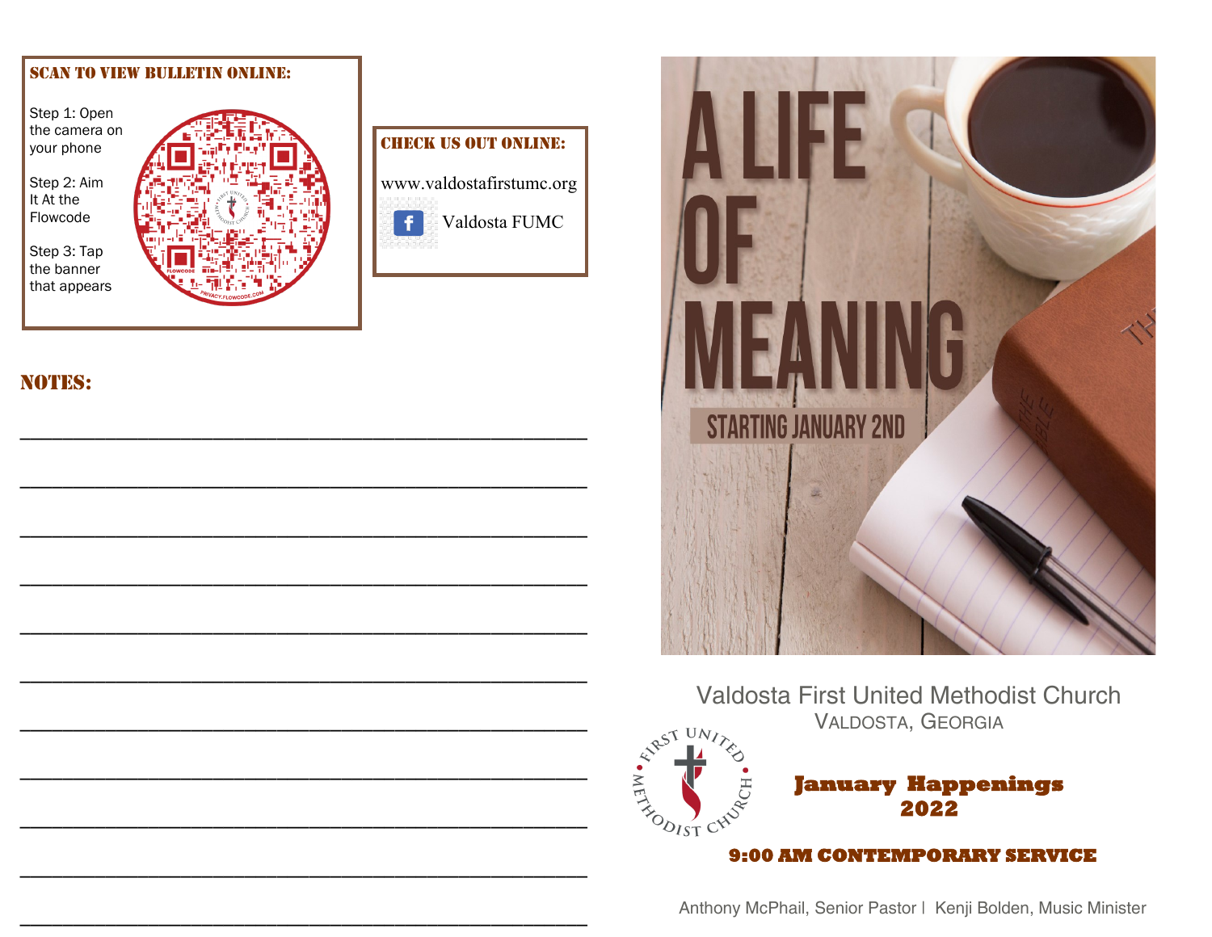### SCAN TO VIEW BULLETIN ONLINE:

Step 1: Open the camera on your phone

Step 2: Aim It At the Flowcode

Step 3: Tap the banner that appears

### CHECK US OUT ONLINE:

www.valdostafirstumc.org

Valdosta FUMC

### NOTES:

___________________________________________

___________________________________________

___________________________________________

___________________________________________

___________________________________________

___________________________________________

___________________________________________

___________________________________________

___________________________________________

___________________________________________

___________________________________________

# A LIFE OF MEANING

STARTING JANUARY 2ND

Valdosta First United Methodist Church
VALDOSTA, GEORGIA

## January Happenings 2022

**9:00 AM CONTEMPORARY SERVICE**

Anthony McPhail, Senior Pastor | Kenji Bolden, Music Minister